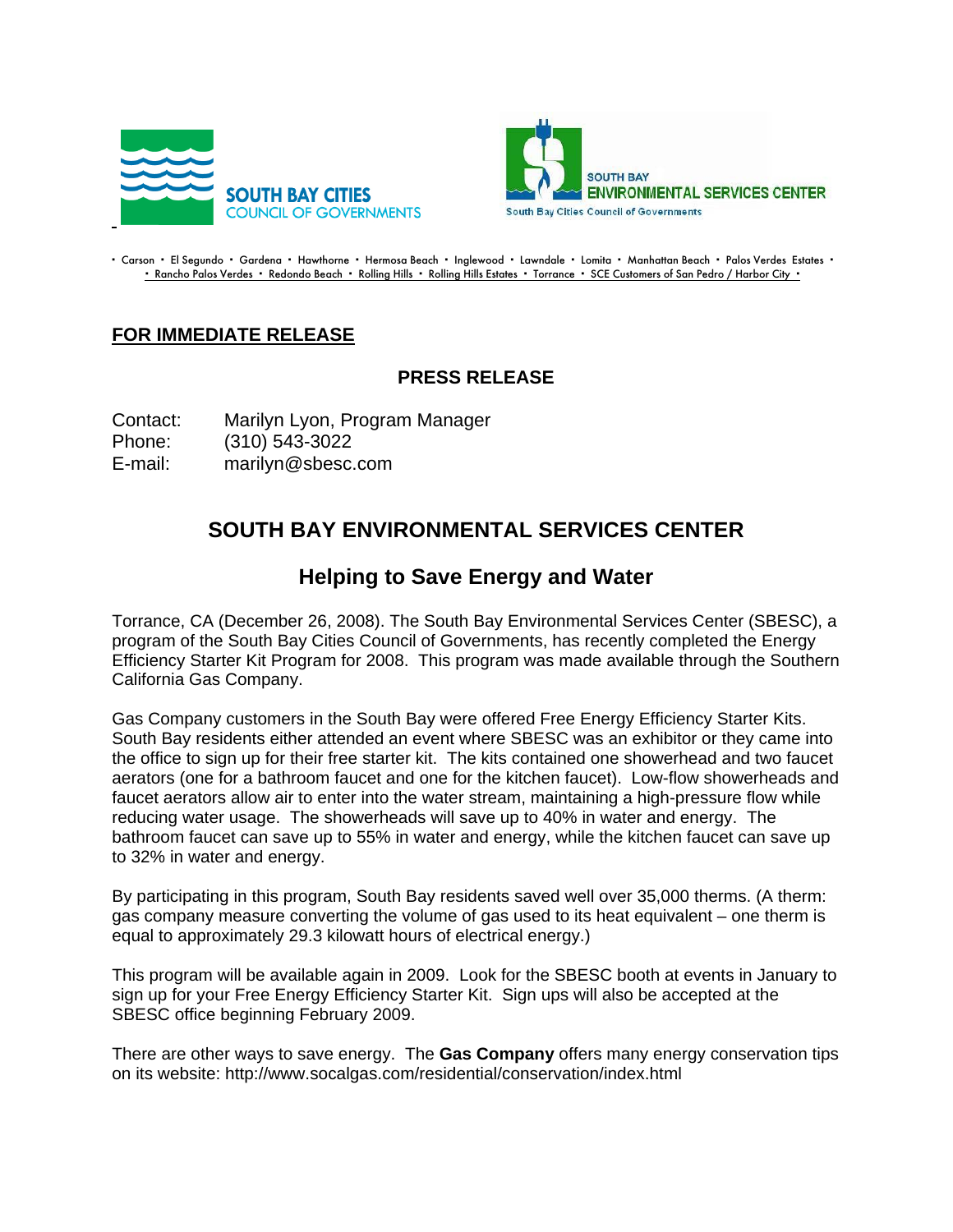SOUTH BAY CITIES
COUNCIL OF GOVERNMENTS

SOUTH BAY
ENVIRONMENTAL SERVICES CENTER
South Bay Cities Council of Governments

• Carson • El Segundo • Gardena • Hawthorne • Hermosa Beach • Inglewood • Lawndale • Lomita • Manhattan Beach • Palos Verdes Estates •
• Rancho Palos Verdes • Redondo Beach • Rolling Hills • Rolling Hills Estates • Torrance • SCE Customers of San Pedro / Harbor City •

**FOR IMMEDIATE RELEASE**

**PRESS RELEASE**

Contact: Marilyn Lyon, Program Manager
Phone: (310) 543-3022
E-mail: marilyn@sbesc.com

# SOUTH BAY ENVIRONMENTAL SERVICES CENTER

## Helping to Save Energy and Water

Torrance, CA (December 26, 2008). The South Bay Environmental Services Center (SBESC), a program of the South Bay Cities Council of Governments, has recently completed the Energy Efficiency Starter Kit Program for 2008. This program was made available through the Southern California Gas Company.

Gas Company customers in the South Bay were offered Free Energy Efficiency Starter Kits. South Bay residents either attended an event where SBESC was an exhibitor or they came into the office to sign up for their free starter kit. The kits contained one showerhead and two faucet aerators (one for a bathroom faucet and one for the kitchen faucet). Low-flow showerheads and faucet aerators allow air to enter into the water stream, maintaining a high-pressure flow while reducing water usage. The showerheads will save up to 40% in water and energy. The bathroom faucet can save up to 55% in water and energy, while the kitchen faucet can save up to 32% in water and energy.

By participating in this program, South Bay residents saved well over 35,000 therms. (A therm: gas company measure converting the volume of gas used to its heat equivalent – one therm is equal to approximately 29.3 kilowatt hours of electrical energy.)

This program will be available again in 2009. Look for the SBESC booth at events in January to sign up for your Free Energy Efficiency Starter Kit. Sign ups will also be accepted at the SBESC office beginning February 2009.

There are other ways to save energy. The **Gas Company** offers many energy conservation tips on its website: http://www.socalgas.com/residential/conservation/index.html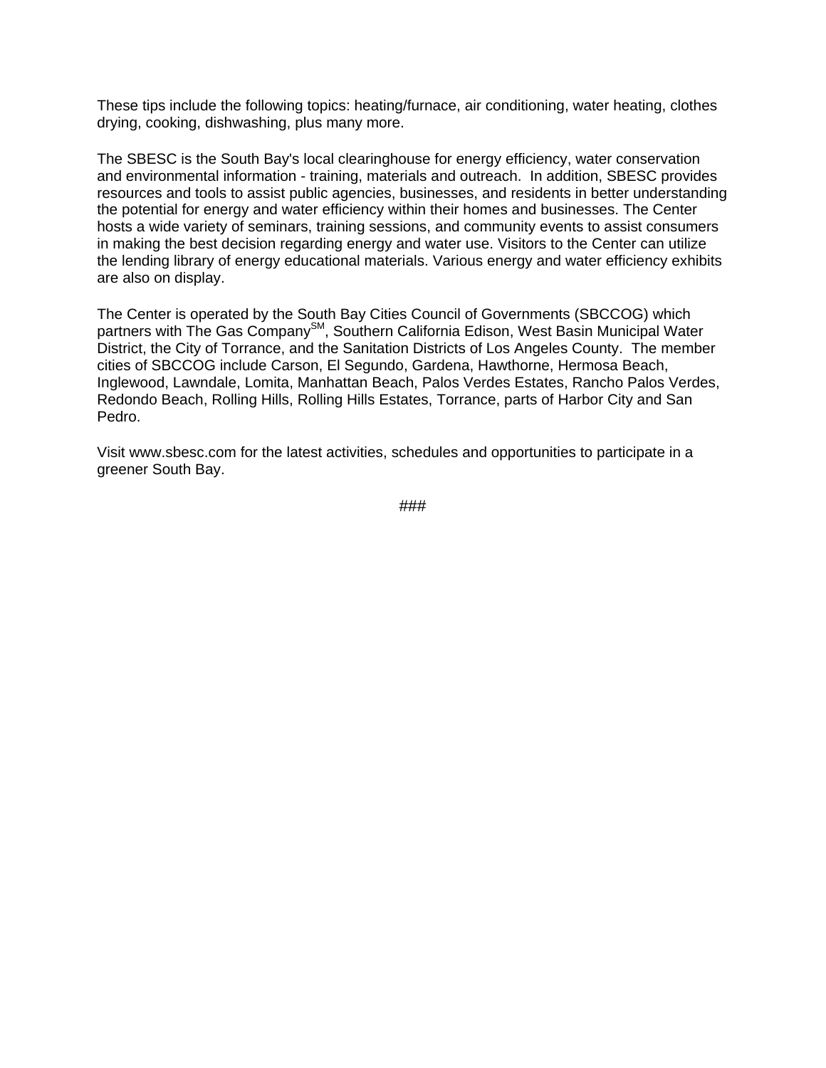These tips include the following topics: heating/furnace, air conditioning, water heating, clothes drying, cooking, dishwashing, plus many more.

The SBESC is the South Bay's local clearinghouse for energy efficiency, water conservation and environmental information - training, materials and outreach. In addition, SBESC provides resources and tools to assist public agencies, businesses, and residents in better understanding the potential for energy and water efficiency within their homes and businesses. The Center hosts a wide variety of seminars, training sessions, and community events to assist consumers in making the best decision regarding energy and water use. Visitors to the Center can utilize the lending library of energy educational materials. Various energy and water efficiency exhibits are also on display.

The Center is operated by the South Bay Cities Council of Governments (SBCCOG) which partners with The Gas Company[SM], Southern California Edison, West Basin Municipal Water District, the City of Torrance, and the Sanitation Districts of Los Angeles County. The member cities of SBCCOG include Carson, El Segundo, Gardena, Hawthorne, Hermosa Beach, Inglewood, Lawndale, Lomita, Manhattan Beach, Palos Verdes Estates, Rancho Palos Verdes, Redondo Beach, Rolling Hills, Rolling Hills Estates, Torrance, parts of Harbor City and San Pedro.

Visit www.sbesc.com for the latest activities, schedules and opportunities to participate in a greener South Bay.

###